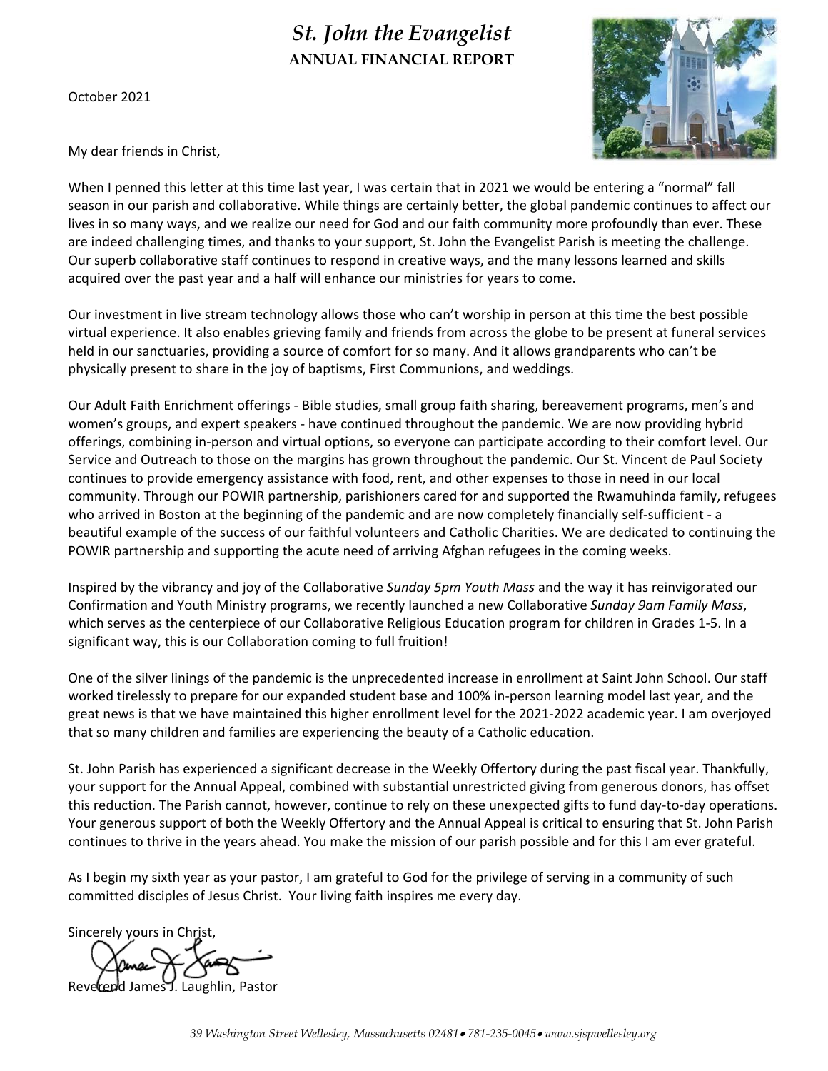# *St. John the Evangelist*

## ANNUAL FINANCIAL REPORT

October 2021

My dear friends in Christ,

When I penned this letter at this time last year, I was certain that in 2021 we would be entering a "normal" fall season in our parish and collaborative. While things are certainly better, the global pandemic continues to affect our lives in so many ways, and we realize our need for God and our faith community more profoundly than ever. These are indeed challenging times, and thanks to your support, St. John the Evangelist Parish is meeting the challenge. Our superb collaborative staff continues to respond in creative ways, and the many lessons learned and skills acquired over the past year and a half will enhance our ministries for years to come.

Our investment in live stream technology allows those who can't worship in person at this time the best possible virtual experience. It also enables grieving family and friends from across the globe to be present at funeral services held in our sanctuaries, providing a source of comfort for so many. And it allows grandparents who can't be physically present to share in the joy of baptisms, First Communions, and weddings.

Our Adult Faith Enrichment offerings - Bible studies, small group faith sharing, bereavement programs, men's and women's groups, and expert speakers - have continued throughout the pandemic. We are now providing hybrid offerings, combining in-person and virtual options, so everyone can participate according to their comfort level. Our Service and Outreach to those on the margins has grown throughout the pandemic. Our St. Vincent de Paul Society continues to provide emergency assistance with food, rent, and other expenses to those in need in our local community. Through our POWIR partnership, parishioners cared for and supported the Rwamuhinda family, refugees who arrived in Boston at the beginning of the pandemic and are now completely financially self-sufficient - a beautiful example of the success of our faithful volunteers and Catholic Charities. We are dedicated to continuing the POWIR partnership and supporting the acute need of arriving Afghan refugees in the coming weeks.

Inspired by the vibrancy and joy of the Collaborative *Sunday 5pm Youth Mass* and the way it has reinvigorated our Confirmation and Youth Ministry programs, we recently launched a new Collaborative *Sunday 9am Family Mass*, which serves as the centerpiece of our Collaborative Religious Education program for children in Grades 1-5. In a significant way, this is our Collaboration coming to full fruition!

One of the silver linings of the pandemic is the unprecedented increase in enrollment at Saint John School. Our staff worked tirelessly to prepare for our expanded student base and 100% in-person learning model last year, and the great news is that we have maintained this higher enrollment level for the 2021-2022 academic year. I am overjoyed that so many children and families are experiencing the beauty of a Catholic education.

St. John Parish has experienced a significant decrease in the Weekly Offertory during the past fiscal year. Thankfully, your support for the Annual Appeal, combined with substantial unrestricted giving from generous donors, has offset this reduction. The Parish cannot, however, continue to rely on these unexpected gifts to fund day-to-day operations. Your generous support of both the Weekly Offertory and the Annual Appeal is critical to ensuring that St. John Parish continues to thrive in the years ahead. You make the mission of our parish possible and for this I am ever grateful.

As I begin my sixth year as your pastor, I am grateful to God for the privilege of serving in a community of such committed disciples of Jesus Christ. Your living faith inspires me every day.

Sincerely yours in Christ,

Reverend James J. Laughlin, Pastor

*39 Washington Street Wellesley, Massachusetts 02481 • 781-235-0045 • www.sjspwellesley.org*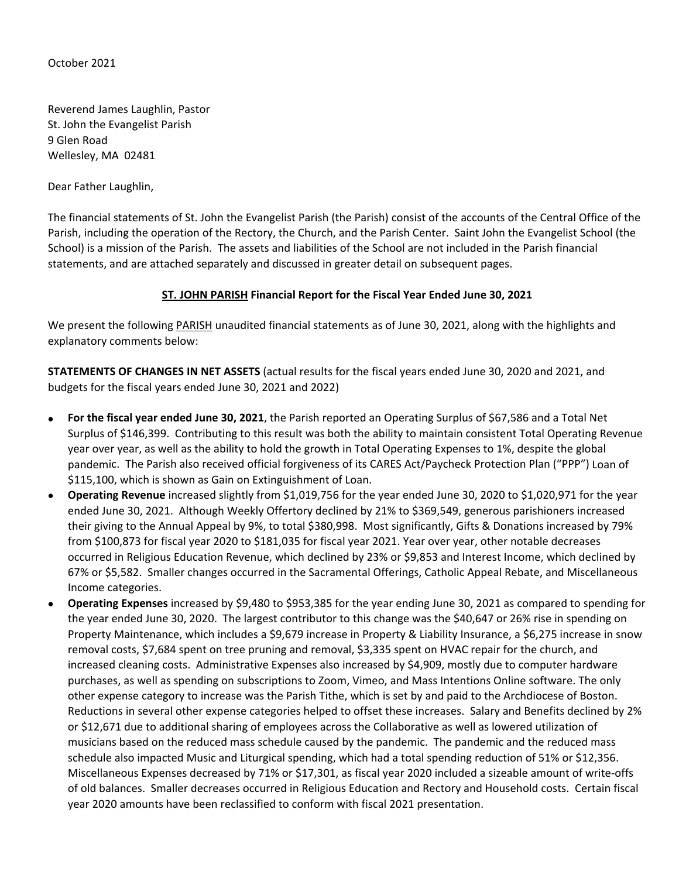October 2021

Reverend James Laughlin, Pastor
St. John the Evangelist Parish
9 Glen Road
Wellesley, MA 02481

Dear Father Laughlin,

The financial statements of St. John the Evangelist Parish (the Parish) consist of the accounts of the Central Office of the Parish, including the operation of the Rectory, the Church, and the Parish Center. Saint John the Evangelist School (the School) is a mission of the Parish. The assets and liabilities of the School are not included in the Parish financial statements, and are attached separately and discussed in greater detail on subsequent pages.

**ST. JOHN PARISH Financial Report for the Fiscal Year Ended June 30, 2021**

We present the following PARISH unaudited financial statements as of June 30, 2021, along with the highlights and explanatory comments below:

**STATEMENTS OF CHANGES IN NET ASSETS** (actual results for the fiscal years ended June 30, 2020 and 2021, and budgets for the fiscal years ended June 30, 2021 and 2022)

- **For the fiscal year ended June 30, 2021**, the Parish reported an Operating Surplus of $67,586 and a Total Net Surplus of $146,399. Contributing to this result was both the ability to maintain consistent Total Operating Revenue year over year, as well as the ability to hold the growth in Total Operating Expenses to 1%, despite the global pandemic. The Parish also received official forgiveness of its CARES Act/Paycheck Protection Plan ("PPP") Loan of $115,100, which is shown as Gain on Extinguishment of Loan.
- **Operating Revenue** increased slightly from $1,019,756 for the year ended June 30, 2020 to $1,020,971 for the year ended June 30, 2021. Although Weekly Offertory declined by 21% to $369,549, generous parishioners increased their giving to the Annual Appeal by 9%, to total $380,998. Most significantly, Gifts & Donations increased by 79% from $100,873 for fiscal year 2020 to $181,035 for fiscal year 2021. Year over year, other notable decreases occurred in Religious Education Revenue, which declined by 23% or $9,853 and Interest Income, which declined by 67% or $5,582. Smaller changes occurred in the Sacramental Offerings, Catholic Appeal Rebate, and Miscellaneous Income categories.
- **Operating Expenses** increased by $9,480 to $953,385 for the year ending June 30, 2021 as compared to spending for the year ended June 30, 2020. The largest contributor to this change was the $40,647 or 26% rise in spending on Property Maintenance, which includes a $9,679 increase in Property & Liability Insurance, a $6,275 increase in snow removal costs, $7,684 spent on tree pruning and removal, $3,335 spent on HVAC repair for the church, and increased cleaning costs. Administrative Expenses also increased by $4,909, mostly due to computer hardware purchases, as well as spending on subscriptions to Zoom, Vimeo, and Mass Intentions Online software. The only other expense category to increase was the Parish Tithe, which is set by and paid to the Archdiocese of Boston. Reductions in several other expense categories helped to offset these increases. Salary and Benefits declined by 2% or $12,671 due to additional sharing of employees across the Collaborative as well as lowered utilization of musicians based on the reduced mass schedule caused by the pandemic. The pandemic and the reduced mass schedule also impacted Music and Liturgical spending, which had a total spending reduction of 51% or $12,356. Miscellaneous Expenses decreased by 71% or $17,301, as fiscal year 2020 included a sizeable amount of write-offs of old balances. Smaller decreases occurred in Religious Education and Rectory and Household costs. Certain fiscal year 2020 amounts have been reclassified to conform with fiscal 2021 presentation.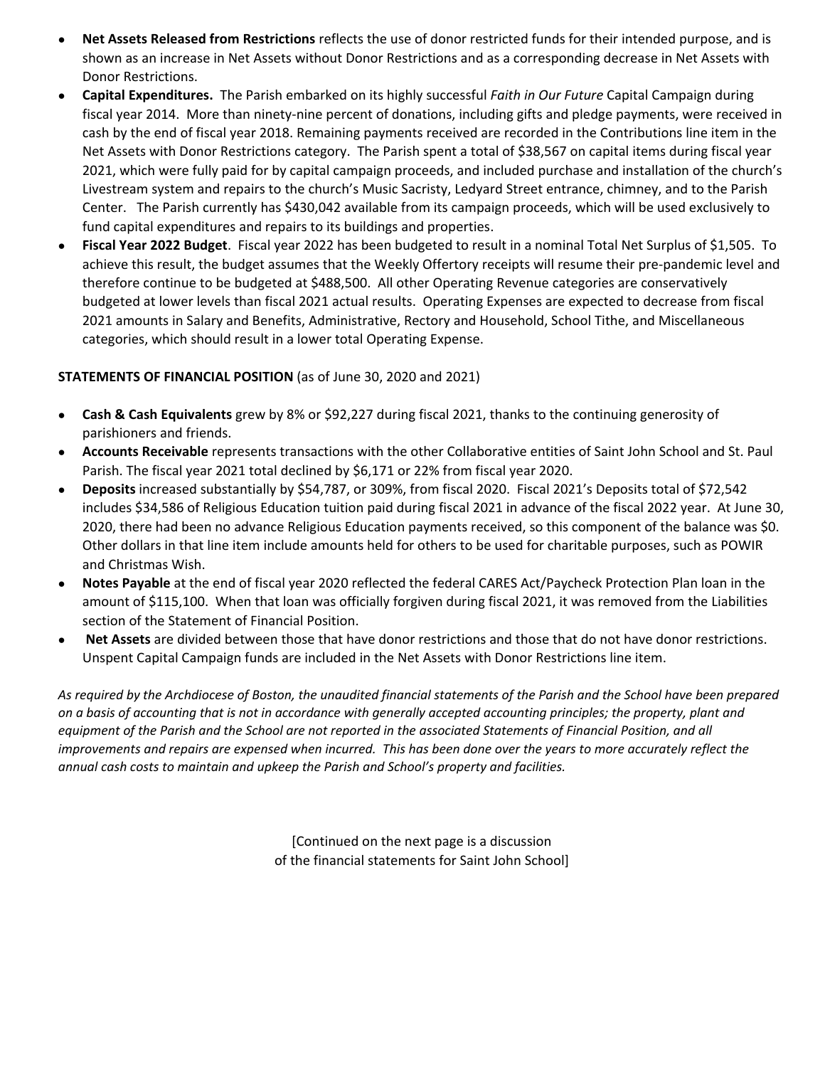- **Net Assets Released from Restrictions** reflects the use of donor restricted funds for their intended purpose, and is shown as an increase in Net Assets without Donor Restrictions and as a corresponding decrease in Net Assets with Donor Restrictions.
- **Capital Expenditures.** The Parish embarked on its highly successful *Faith in Our Future* Capital Campaign during fiscal year 2014. More than ninety-nine percent of donations, including gifts and pledge payments, were received in cash by the end of fiscal year 2018. Remaining payments received are recorded in the Contributions line item in the Net Assets with Donor Restrictions category. The Parish spent a total of $38,567 on capital items during fiscal year 2021, which were fully paid for by capital campaign proceeds, and included purchase and installation of the church's Livestream system and repairs to the church's Music Sacristy, Ledyard Street entrance, chimney, and to the Parish Center. The Parish currently has $430,042 available from its campaign proceeds, which will be used exclusively to fund capital expenditures and repairs to its buildings and properties.
- **Fiscal Year 2022 Budget**. Fiscal year 2022 has been budgeted to result in a nominal Total Net Surplus of $1,505. To achieve this result, the budget assumes that the Weekly Offertory receipts will resume their pre-pandemic level and therefore continue to be budgeted at $488,500. All other Operating Revenue categories are conservatively budgeted at lower levels than fiscal 2021 actual results. Operating Expenses are expected to decrease from fiscal 2021 amounts in Salary and Benefits, Administrative, Rectory and Household, School Tithe, and Miscellaneous categories, which should result in a lower total Operating Expense.

**STATEMENTS OF FINANCIAL POSITION** (as of June 30, 2020 and 2021)

- **Cash & Cash Equivalents** grew by 8% or $92,227 during fiscal 2021, thanks to the continuing generosity of parishioners and friends.
- **Accounts Receivable** represents transactions with the other Collaborative entities of Saint John School and St. Paul Parish. The fiscal year 2021 total declined by $6,171 or 22% from fiscal year 2020.
- **Deposits** increased substantially by $54,787, or 309%, from fiscal 2020. Fiscal 2021's Deposits total of $72,542 includes $34,586 of Religious Education tuition paid during fiscal 2021 in advance of the fiscal 2022 year. At June 30, 2020, there had been no advance Religious Education payments received, so this component of the balance was $0. Other dollars in that line item include amounts held for others to be used for charitable purposes, such as POWIR and Christmas Wish.
- **Notes Payable** at the end of fiscal year 2020 reflected the federal CARES Act/Paycheck Protection Plan loan in the amount of $115,100. When that loan was officially forgiven during fiscal 2021, it was removed from the Liabilities section of the Statement of Financial Position.
- **Net Assets** are divided between those that have donor restrictions and those that do not have donor restrictions. Unspent Capital Campaign funds are included in the Net Assets with Donor Restrictions line item.

*As required by the Archdiocese of Boston, the unaudited financial statements of the Parish and the School have been prepared on a basis of accounting that is not in accordance with generally accepted accounting principles; the property, plant and equipment of the Parish and the School are not reported in the associated Statements of Financial Position, and all improvements and repairs are expensed when incurred. This has been done over the years to more accurately reflect the annual cash costs to maintain and upkeep the Parish and School's property and facilities.*

[Continued on the next page is a discussion of the financial statements for Saint John School]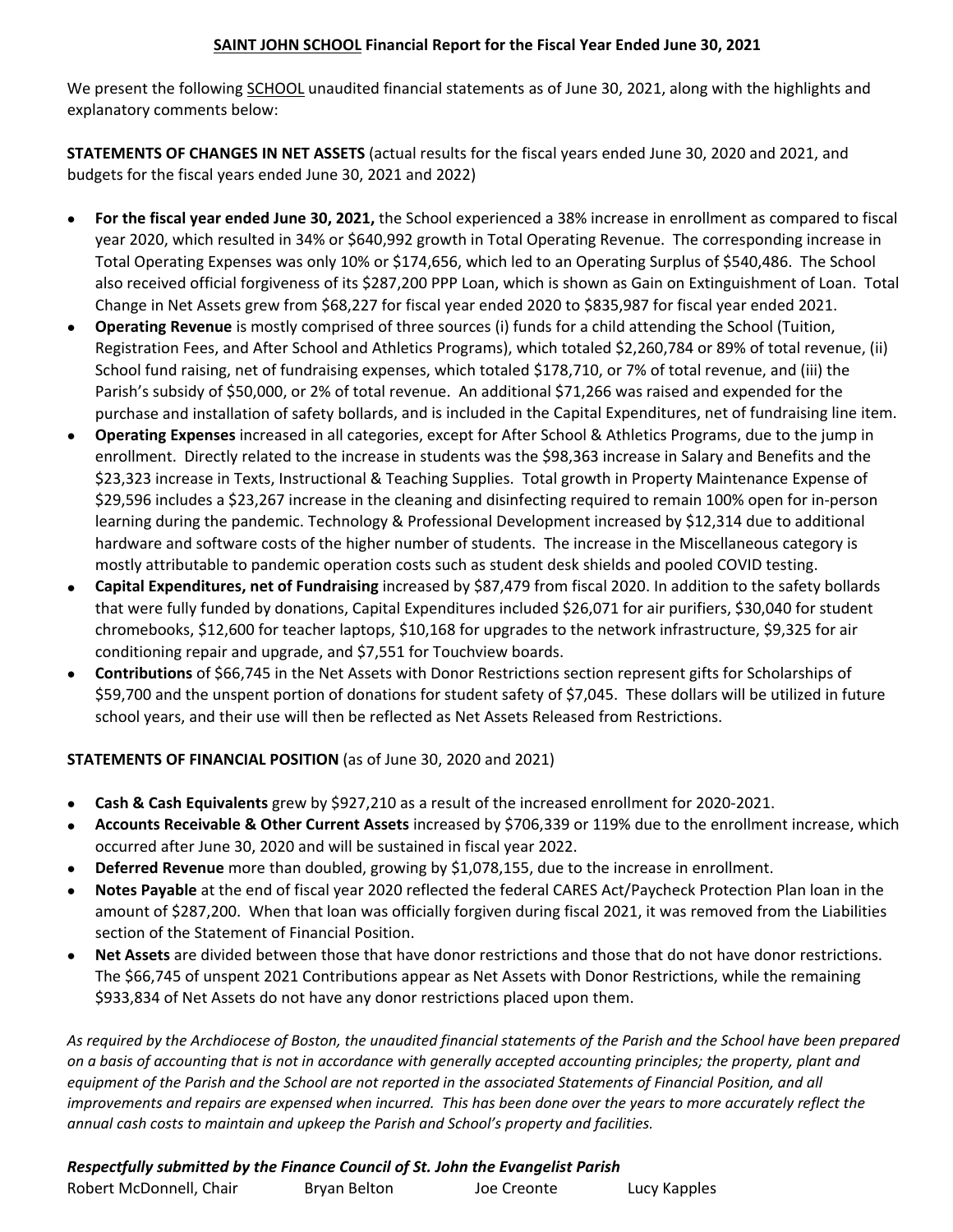## <u>SAINT JOHN SCHOOL</u> Financial Report for the Fiscal Year Ended June 30, 2021

We present the following <u>SCHOOL</u> unaudited financial statements as of June 30, 2021, along with the highlights and explanatory comments below:

**STATEMENTS OF CHANGES IN NET ASSETS** (actual results for the fiscal years ended June 30, 2020 and 2021, and budgets for the fiscal years ended June 30, 2021 and 2022)

- **For the fiscal year ended June 30, 2021,** the School experienced a 38% increase in enrollment as compared to fiscal year 2020, which resulted in 34% or $640,992 growth in Total Operating Revenue. The corresponding increase in Total Operating Expenses was only 10% or $174,656, which led to an Operating Surplus of $540,486. The School also received official forgiveness of its $287,200 PPP Loan, which is shown as Gain on Extinguishment of Loan. Total Change in Net Assets grew from $68,227 for fiscal year ended 2020 to $835,987 for fiscal year ended 2021.
- **Operating Revenue** is mostly comprised of three sources (i) funds for a child attending the School (Tuition, Registration Fees, and After School and Athletics Programs), which totaled $2,260,784 or 89% of total revenue, (ii) School fund raising, net of fundraising expenses, which totaled $178,710, or 7% of total revenue, and (iii) the Parish's subsidy of $50,000, or 2% of total revenue. An additional $71,266 was raised and expended for the purchase and installation of safety bollards, and is included in the Capital Expenditures, net of fundraising line item.
- **Operating Expenses** increased in all categories, except for After School & Athletics Programs, due to the jump in enrollment. Directly related to the increase in students was the $98,363 increase in Salary and Benefits and the $23,323 increase in Texts, Instructional & Teaching Supplies. Total growth in Property Maintenance Expense of $29,596 includes a $23,267 increase in the cleaning and disinfecting required to remain 100% open for in-person learning during the pandemic. Technology & Professional Development increased by $12,314 due to additional hardware and software costs of the higher number of students. The increase in the Miscellaneous category is mostly attributable to pandemic operation costs such as student desk shields and pooled COVID testing.
- **Capital Expenditures, net of Fundraising** increased by $87,479 from fiscal 2020. In addition to the safety bollards that were fully funded by donations, Capital Expenditures included $26,071 for air purifiers, $30,040 for student chromebooks, $12,600 for teacher laptops, $10,168 for upgrades to the network infrastructure, $9,325 for air conditioning repair and upgrade, and $7,551 for Touchview boards.
- **Contributions** of $66,745 in the Net Assets with Donor Restrictions section represent gifts for Scholarships of $59,700 and the unspent portion of donations for student safety of $7,045. These dollars will be utilized in future school years, and their use will then be reflected as Net Assets Released from Restrictions.

**STATEMENTS OF FINANCIAL POSITION** (as of June 30, 2020 and 2021)

- **Cash & Cash Equivalents** grew by $927,210 as a result of the increased enrollment for 2020-2021.
- **Accounts Receivable & Other Current Assets** increased by $706,339 or 119% due to the enrollment increase, which occurred after June 30, 2020 and will be sustained in fiscal year 2022.
- **Deferred Revenue** more than doubled, growing by $1,078,155, due to the increase in enrollment.
- **Notes Payable** at the end of fiscal year 2020 reflected the federal CARES Act/Paycheck Protection Plan loan in the amount of $287,200. When that loan was officially forgiven during fiscal 2021, it was removed from the Liabilities section of the Statement of Financial Position.
- **Net Assets** are divided between those that have donor restrictions and those that do not have donor restrictions. The $66,745 of unspent 2021 Contributions appear as Net Assets with Donor Restrictions, while the remaining $933,834 of Net Assets do not have any donor restrictions placed upon them.

*As required by the Archdiocese of Boston, the unaudited financial statements of the Parish and the School have been prepared on a basis of accounting that is not in accordance with generally accepted accounting principles; the property, plant and equipment of the Parish and the School are not reported in the associated Statements of Financial Position, and all improvements and repairs are expensed when incurred. This has been done over the years to more accurately reflect the annual cash costs to maintain and upkeep the Parish and School's property and facilities.*

***Respectfully submitted by the Finance Council of St. John the Evangelist Parish***

Robert McDonnell, Chair    Bryan Belton    Joe Creonte    Lucy Kapples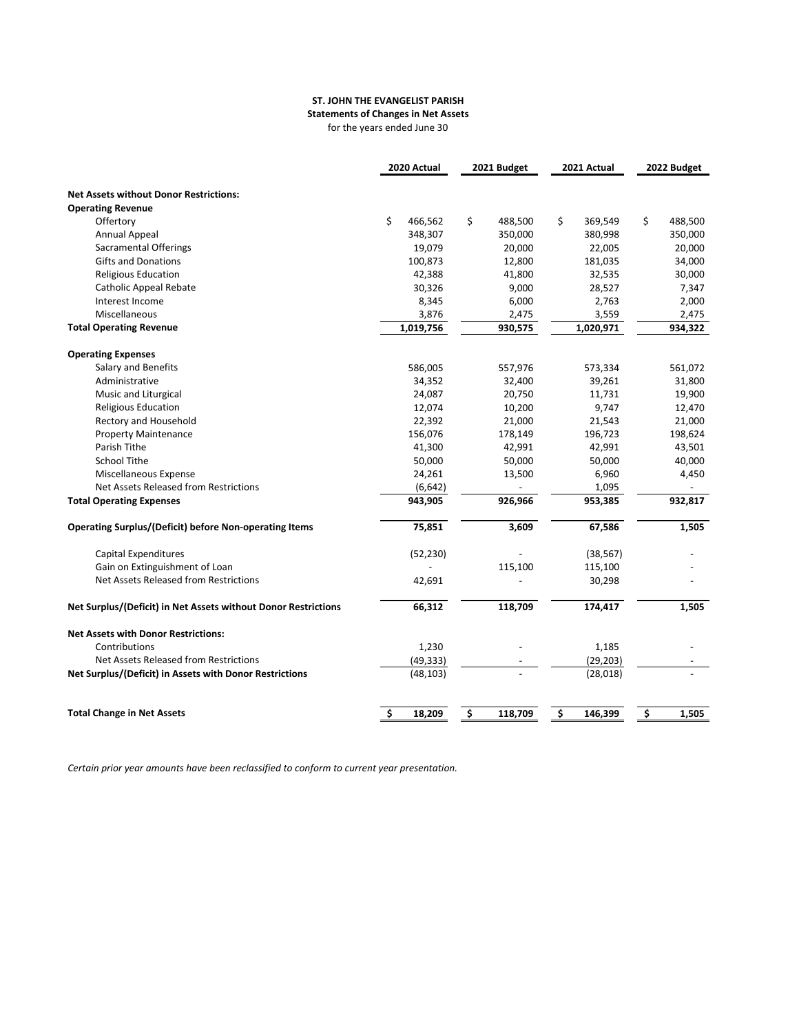**ST. JOHN THE EVANGELIST PARISH**
**Statements of Changes in Net Assets**
for the years ended June 30

| | 2020 Actual | 2021 Budget | 2021 Actual | 2022 Budget |
|---|---|---|---|---|
| **Net Assets without Donor Restrictions:** | | | | |
| **Operating Revenue** | | | | |
| Offertory | $ 466,562 | $ 488,500 | $ 369,549 | $ 488,500 |
| Annual Appeal | 348,307 | 350,000 | 380,998 | 350,000 |
| Sacramental Offerings | 19,079 | 20,000 | 22,005 | 20,000 |
| Gifts and Donations | 100,873 | 12,800 | 181,035 | 34,000 |
| Religious Education | 42,388 | 41,800 | 32,535 | 30,000 |
| Catholic Appeal Rebate | 30,326 | 9,000 | 28,527 | 7,347 |
| Interest Income | 8,345 | 6,000 | 2,763 | 2,000 |
| Miscellaneous | 3,876 | 2,475 | 3,559 | 2,475 |
| **Total Operating Revenue** | **1,019,756** | **930,575** | **1,020,971** | **934,322** |
| **Operating Expenses** | | | | |
| Salary and Benefits | 586,005 | 557,976 | 573,334 | 561,072 |
| Administrative | 34,352 | 32,400 | 39,261 | 31,800 |
| Music and Liturgical | 24,087 | 20,750 | 11,731 | 19,900 |
| Religious Education | 12,074 | 10,200 | 9,747 | 12,470 |
| Rectory and Household | 22,392 | 21,000 | 21,543 | 21,000 |
| Property Maintenance | 156,076 | 178,149 | 196,723 | 198,624 |
| Parish Tithe | 41,300 | 42,991 | 42,991 | 43,501 |
| School Tithe | 50,000 | 50,000 | 50,000 | 40,000 |
| Miscellaneous Expense | 24,261 | 13,500 | 6,960 | 4,450 |
| Net Assets Released from Restrictions | (6,642) | - | 1,095 | - |
| **Total Operating Expenses** | **943,905** | **926,966** | **953,385** | **932,817** |
| **Operating Surplus/(Deficit) before Non-operating Items** | **75,851** | **3,609** | **67,586** | **1,505** |
| Capital Expenditures | (52,230) | - | (38,567) | - |
| Gain on Extinguishment of Loan | - | 115,100 | 115,100 | - |
| Net Assets Released from Restrictions | 42,691 | - | 30,298 | - |
| **Net Surplus/(Deficit) in Net Assets without Donor Restrictions** | **66,312** | **118,709** | **174,417** | **1,505** |
| **Net Assets with Donor Restrictions:** | | | | |
| Contributions | 1,230 | - | 1,185 | - |
| Net Assets Released from Restrictions | (49,333) | - | (29,203) | - |
| **Net Surplus/(Deficit) in Assets with Donor Restrictions** | (48,103) | - | (28,018) | - |
| **Total Change in Net Assets** | **$ 18,209** | **$ 118,709** | **$ 146,399** | **$ 1,505** |

*Certain prior year amounts have been reclassified to conform to current year presentation.*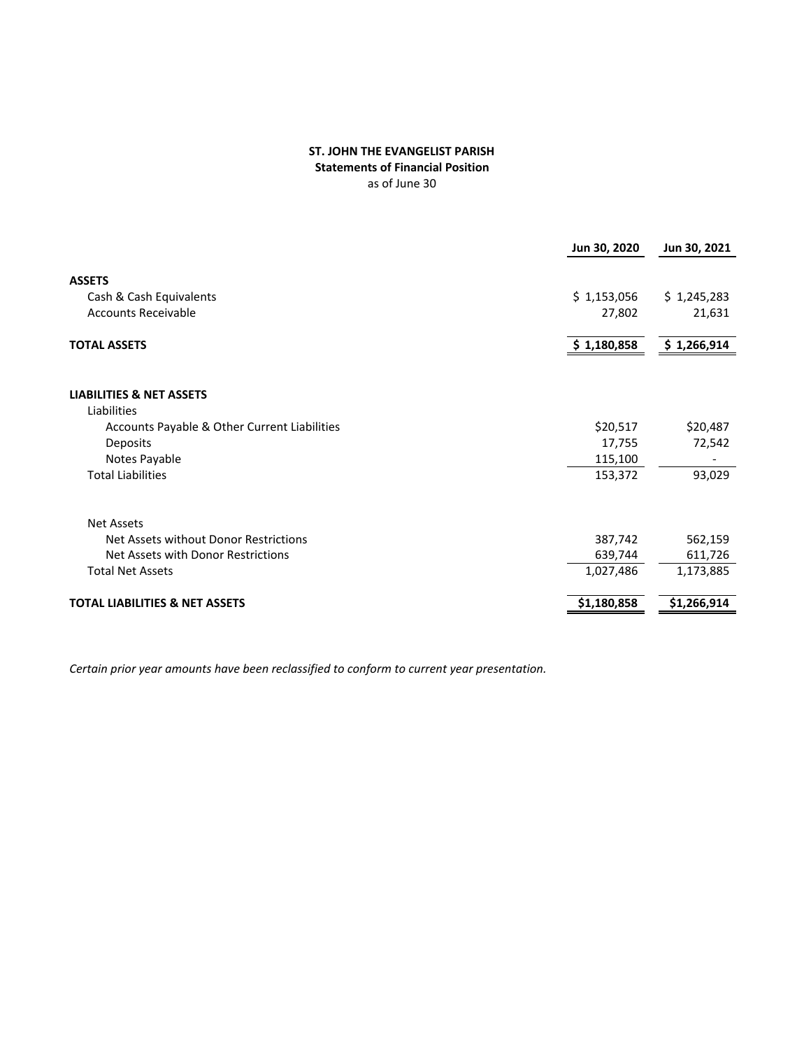**ST. JOHN THE EVANGELIST PARISH**
**Statements of Financial Position**
as of June 30

| | Jun 30, 2020 | Jun 30, 2021 |
|---|---|---|
| **ASSETS** | | |
| Cash & Cash Equivalents | $ 1,153,056 | $ 1,245,283 |
| Accounts Receivable | 27,802 | 21,631 |
| **TOTAL ASSETS** | **$ 1,180,858** | **$ 1,266,914** |
| | | |
| **LIABILITIES & NET ASSETS** | | |
| Liabilities | | |
| Accounts Payable & Other Current Liabilities | $20,517 | $20,487 |
| Deposits | 17,755 | 72,542 |
| Notes Payable | 115,100 | - |
| Total Liabilities | 153,372 | 93,029 |
| | | |
| Net Assets | | |
| Net Assets without Donor Restrictions | 387,742 | 562,159 |
| Net Assets with Donor Restrictions | 639,744 | 611,726 |
| Total Net Assets | 1,027,486 | 1,173,885 |
| **TOTAL LIABILITIES & NET ASSETS** | **$1,180,858** | **$1,266,914** |

*Certain prior year amounts have been reclassified to conform to current year presentation.*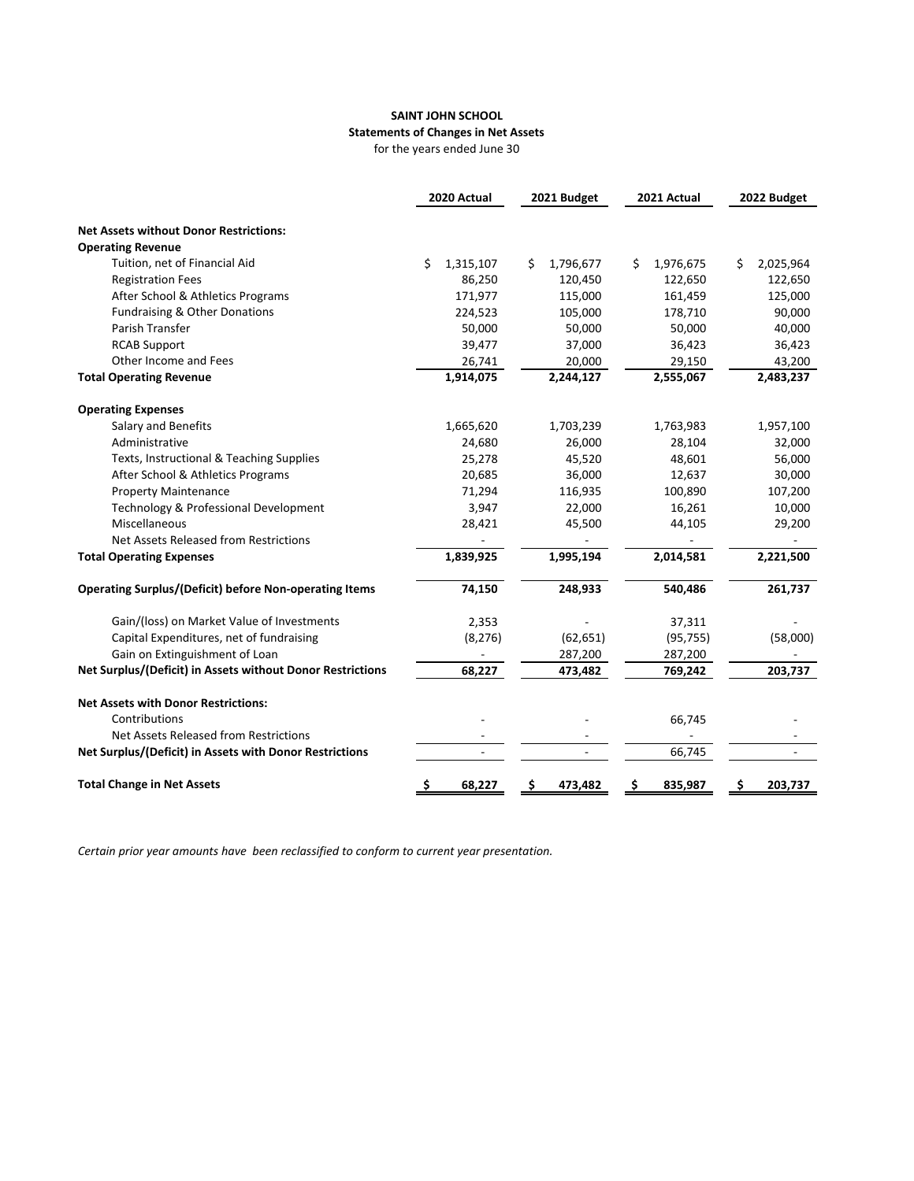**SAINT JOHN SCHOOL**
**Statements of Changes in Net Assets**
for the years ended June 30

| | 2020 Actual | 2021 Budget | 2021 Actual | 2022 Budget |
|---|---|---|---|---|
| **Net Assets without Donor Restrictions:** | | | | |
| **Operating Revenue** | | | | |
| Tuition, net of Financial Aid | $ 1,315,107 | $ 1,796,677 | $ 1,976,675 | $ 2,025,964 |
| Registration Fees | 86,250 | 120,450 | 122,650 | 122,650 |
| After School & Athletics Programs | 171,977 | 115,000 | 161,459 | 125,000 |
| Fundraising & Other Donations | 224,523 | 105,000 | 178,710 | 90,000 |
| Parish Transfer | 50,000 | 50,000 | 50,000 | 40,000 |
| RCAB Support | 39,477 | 37,000 | 36,423 | 36,423 |
| Other Income and Fees | 26,741 | 20,000 | 29,150 | 43,200 |
| **Total Operating Revenue** | **1,914,075** | **2,244,127** | **2,555,067** | **2,483,237** |
| **Operating Expenses** | | | | |
| Salary and Benefits | 1,665,620 | 1,703,239 | 1,763,983 | 1,957,100 |
| Administrative | 24,680 | 26,000 | 28,104 | 32,000 |
| Texts, Instructional & Teaching Supplies | 25,278 | 45,520 | 48,601 | 56,000 |
| After School & Athletics Programs | 20,685 | 36,000 | 12,637 | 30,000 |
| Property Maintenance | 71,294 | 116,935 | 100,890 | 107,200 |
| Technology & Professional Development | 3,947 | 22,000 | 16,261 | 10,000 |
| Miscellaneous | 28,421 | 45,500 | 44,105 | 29,200 |
| Net Assets Released from Restrictions | - | - | - | - |
| **Total Operating Expenses** | **1,839,925** | **1,995,194** | **2,014,581** | **2,221,500** |
| **Operating Surplus/(Deficit) before Non-operating Items** | **74,150** | **248,933** | **540,486** | **261,737** |
| Gain/(loss) on Market Value of Investments | 2,353 | - | 37,311 | - |
| Capital Expenditures, net of fundraising | (8,276) | (62,651) | (95,755) | (58,000) |
| Gain on Extinguishment of Loan | - | 287,200 | 287,200 | - |
| **Net Surplus/(Deficit) in Assets without Donor Restrictions** | **68,227** | **473,482** | **769,242** | **203,737** |
| **Net Assets with Donor Restrictions:** | | | | |
| Contributions | - | - | 66,745 | - |
| Net Assets Released from Restrictions | - | - | - | - |
| **Net Surplus/(Deficit) in Assets with Donor Restrictions** | - | - | 66,745 | - |
| **Total Change in Net Assets** | **$ 68,227** | **$ 473,482** | **$ 835,987** | **$ 203,737** |

*Certain prior year amounts have been reclassified to conform to current year presentation.*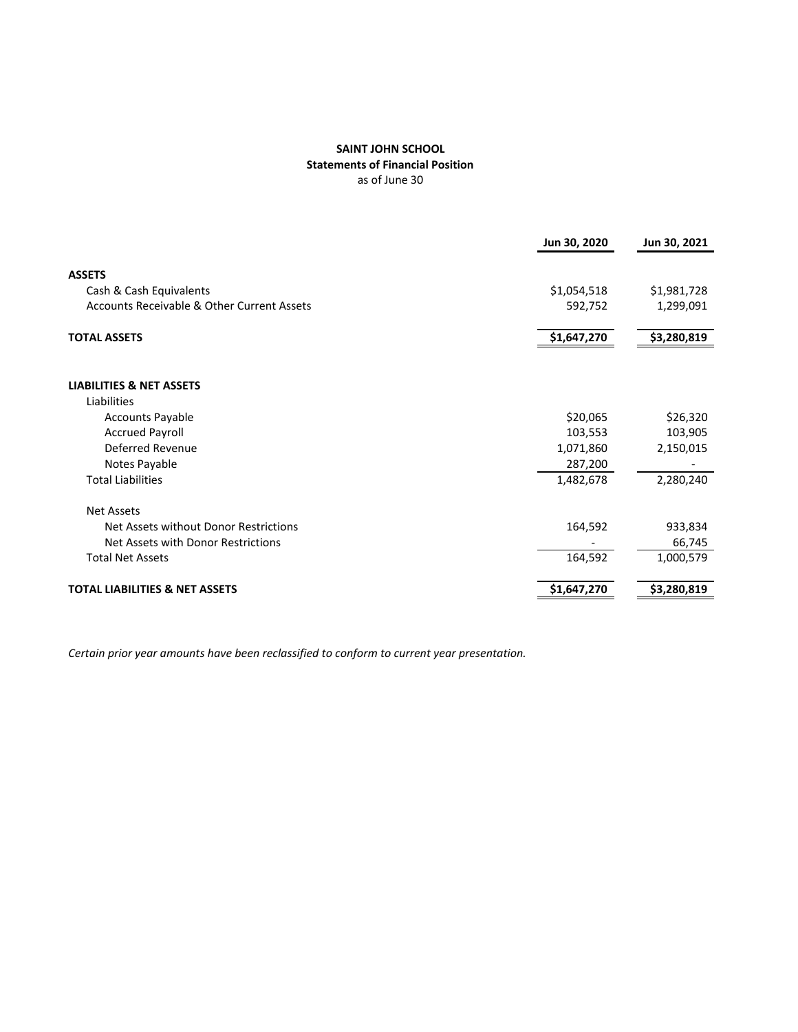**SAINT JOHN SCHOOL**
**Statements of Financial Position**
as of June 30

| | Jun 30, 2020 | Jun 30, 2021 |
|---|---|---|
| **ASSETS** | | |
| Cash & Cash Equivalents | $1,054,518 | $1,981,728 |
| Accounts Receivable & Other Current Assets | 592,752 | 1,299,091 |
| **TOTAL ASSETS** | **$1,647,270** | **$3,280,819** |
| | | |
| **LIABILITIES & NET ASSETS** | | |
| Liabilities | | |
| Accounts Payable | $20,065 | $26,320 |
| Accrued Payroll | 103,553 | 103,905 |
| Deferred Revenue | 1,071,860 | 2,150,015 |
| Notes Payable | 287,200 | - |
| Total Liabilities | 1,482,678 | 2,280,240 |
| | | |
| Net Assets | | |
| Net Assets without Donor Restrictions | 164,592 | 933,834 |
| Net Assets with Donor Restrictions | - | 66,745 |
| Total Net Assets | 164,592 | 1,000,579 |
| | | |
| **TOTAL LIABILITIES & NET ASSETS** | **$1,647,270** | **$3,280,819** |

*Certain prior year amounts have been reclassified to conform to current year presentation.*